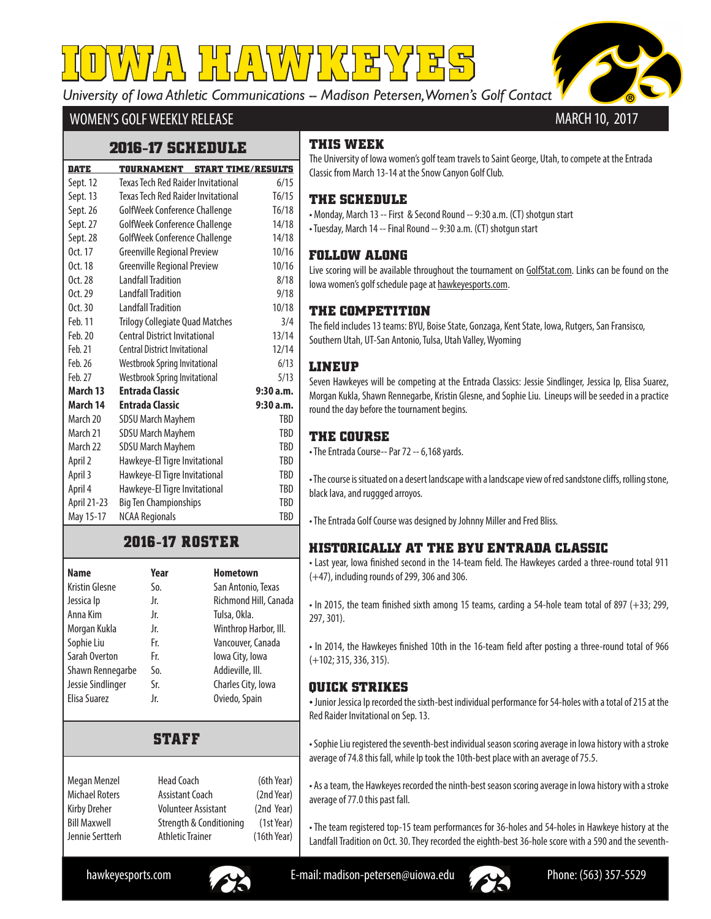# IOWA HAWKEYES

*University of Iowa Athletic Communications -- Madison Petersen, Women's Golf Contact*

WOMEN'S GOLF WEEKLY RELEASE — MARCH 10, 2017

## 2016-17 SCHEDULE

| DATE | TOURNAMENT | START TIME/RESULTS |
|---|---|---|
| Sept. 12 | Texas Tech Red Raider Invitational | 6/15 |
| Sept. 13 | Texas Tech Red Raider Invitational | T6/15 |
| Sept. 26 | GolfWeek Conference Challenge | T6/18 |
| Sept. 27 | GolfWeek Conference Challenge | 14/18 |
| Sept. 28 | GolfWeek Conference Challenge | 14/18 |
| Oct. 17 | Greenville Regional Preview | 10/16 |
| Oct. 18 | Greenville Regional Preview | 10/16 |
| Oct. 28 | Landfall Tradition | 8/18 |
| Oct. 29 | Landfall Tradition | 9/18 |
| Oct. 30 | Landfall Tradition | 10/18 |
| Feb. 11 | Trilogy Collegiate Quad Matches | 3/4 |
| Feb. 20 | Central District Invitational | 13/14 |
| Feb. 21 | Central District Invitational | 12/14 |
| Feb. 26 | Westbrook Spring Invitational | 6/13 |
| Feb. 27 | Westbrook Spring Invitational | 5/13 |
| **March 13** | **Entrada Classic** | **9:30 a.m.** |
| **March 14** | **Entrada Classic** | **9:30 a.m.** |
| March 20 | SDSU March Mayhem | TBD |
| March 21 | SDSU March Mayhem | TBD |
| March 22 | SDSU March Mayhem | TBD |
| April 2 | Hawkeye-El Tigre Invitational | TBD |
| April 3 | Hawkeye-El Tigre Invitational | TBD |
| April 4 | Hawkeye-El Tigre Invitational | TBD |
| April 21-23 | Big Ten Championships | TBD |
| May 15-17 | NCAA Regionals | TBD |

## 2016-17 ROSTER

| Name | Year | Hometown |
|---|---|---|
| Kristin Glesne | So. | San Antonio, Texas |
| Jessica Ip | Jr. | Richmond Hill, Canada |
| Anna Kim | Jr. | Tulsa, Okla. |
| Morgan Kukla | Jr. | Winthrop Harbor, Ill. |
| Sophie Liu | Fr. | Vancouver, Canada |
| Sarah Overton | Fr. | Iowa City, Iowa |
| Shawn Rennegarbe | So. | Addieville, Ill. |
| Jessie Sindlinger | Sr. | Charles City, Iowa |
| Elisa Suarez | Jr. | Oviedo, Spain |

## STAFF

| | | |
|---|---|---|
| Megan Menzel | Head Coach | (6th Year) |
| Michael Roters | Assistant Coach | (2nd Year) |
| Kirby Dreher | Volunteer Assistant | (2nd Year) |
| Bill Maxwell | Strength & Conditioning | (1st Year) |
| Jennie Sertterh | Athletic Trainer | (16th Year) |

## THIS WEEK

The University of Iowa women's golf team travels to Saint George, Utah, to compete at the Entrada Classic from March 13-14 at the Snow Canyon Golf Club.

## THE SCHEDULE

- Monday, March 13 -- First & Second Round -- 9:30 a.m. (CT) shotgun start
- Tuesday, March 14 -- Final Round -- 9:30 a.m. (CT) shotgun start

## FOLLOW ALONG

Live scoring will be available throughout the tournament on GolfStat.com. Links can be found on the Iowa women's golf schedule page at hawkeyesports.com.

## THE COMPETITION

The field includes 13 teams: BYU, Boise State, Gonzaga, Kent State, Iowa, Rutgers, San Fransisco, Southern Utah, UT-San Antonio, Tulsa, Utah Valley, Wyoming

## LINEUP

Seven Hawkeyes will be competing at the Entrada Classics: Jessie Sindlinger, Jessica Ip, Elisa Suarez, Morgan Kukla, Shawn Rennegarbe, Kristin Glesne, and Sophie Liu. Lineups will be seeded in a practice round the day before the tournament begins.

## THE COURSE

- The Entrada Course-- Par 72 -- 6,168 yards.
- The course is situated on a desert landscape with a landscape view of red sandstone cliffs, rolling stone, black lava, and ruggged arroyos.
- The Entrada Golf Course was designed by Johnny Miller and Fred Bliss.

## HISTORICALLY AT THE BYU ENTRADA CLASSIC

- Last year, Iowa finished second in the 14-team field. The Hawkeyes carded a three-round total 911 (+47), including rounds of 299, 306 and 306.
- In 2015, the team finished sixth among 15 teams, carding a 54-hole team total of 897 (+33; 299, 297, 301).
- In 2014, the Hawkeyes finished 10th in the 16-team field after posting a three-round total of 966 (+102; 315, 336, 315).

## QUICK STRIKES

- Junior Jessica Ip recorded the sixth-best individual performance for 54-holes with a total of 215 at the Red Raider Invitational on Sep. 13.
- Sophie Liu registered the seventh-best individual season scoring average in Iowa history with a stroke average of 74.8 this fall, while Ip took the 10th-best place with an average of 75.5.
- As a team, the Hawkeyes recorded the ninth-best season scoring average in Iowa history with a stroke average of 77.0 this past fall.
- The team registered top-15 team performances for 36-holes and 54-holes in Hawkeye history at the Landfall Tradition on Oct. 30. They recorded the eighth-best 36-hole score with a 590 and the seventh-

hawkeyesports.com | E-mail: madison-petersen@uiowa.edu | Phone: (563) 357-5529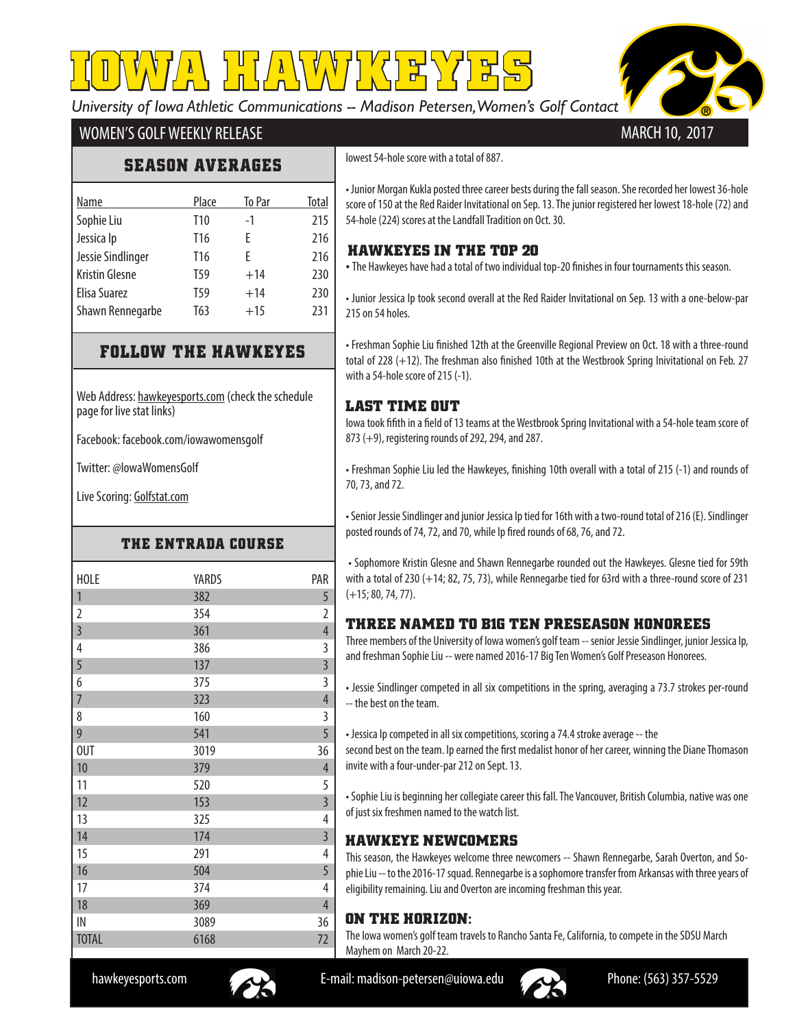# IOWA HAWKEYES

*University of Iowa Athletic Communications -- Madison Petersen, Women's Golf Contact*

WOMEN'S GOLF WEEKLY RELEASE — MARCH 10, 2017

## SEASON AVERAGES

| Name | Place | To Par | Total |
|---|---|---|---|
| Sophie Liu | T10 | -1 | 215 |
| Jessica Ip | T16 | E | 216 |
| Jessie Sindlinger | T16 | E | 216 |
| Kristin Glesne | T59 | +14 | 230 |
| Elisa Suarez | T59 | +14 | 230 |
| Shawn Rennegarbe | T63 | +15 | 231 |

## FOLLOW THE HAWKEYES

Web Address: hawkeyesports.com (check the schedule page for live stat links)

Facebook: facebook.com/iowawomensgolf

Twitter: @IowaWomensGolf

Live Scoring: Golfstat.com

## THE ENTRADA COURSE

| HOLE | YARDS | PAR |
|---|---|---|
| 1 | 382 | 5 |
| 2 | 354 | 2 |
| 3 | 361 | 4 |
| 4 | 386 | 3 |
| 5 | 137 | 3 |
| 6 | 375 | 3 |
| 7 | 323 | 4 |
| 8 | 160 | 3 |
| 9 | 541 | 5 |
| OUT | 3019 | 36 |
| 10 | 379 | 4 |
| 11 | 520 | 5 |
| 12 | 153 | 3 |
| 13 | 325 | 4 |
| 14 | 174 | 3 |
| 15 | 291 | 4 |
| 16 | 504 | 5 |
| 17 | 374 | 4 |
| 18 | 369 | 4 |
| IN | 3089 | 36 |
| TOTAL | 6168 | 72 |

lowest 54-hole score with a total of 887.

• Junior Morgan Kukla posted three career bests during the fall season. She recorded her lowest 36-hole score of 150 at the Red Raider Invitational on Sep. 13. The junior registered her lowest 18-hole (72) and 54-hole (224) scores at the Landfall Tradition on Oct. 30.

## HAWKEYES IN THE TOP 20

• The Hawkeyes have had a total of two individual top-20 finishes in four tournaments this season.

• Junior Jessica Ip took second overall at the Red Raider Invitational on Sep. 13 with a one-below-par 215 on 54 holes.

• Freshman Sophie Liu finished 12th at the Greenville Regional Preview on Oct. 18 with a three-round total of 228 (+12). The freshman also finished 10th at the Westbrook Spring Inivitational on Feb. 27 with a 54-hole score of 215 (-1).

## LAST TIME OUT

Iowa took fifth in a field of 13 teams at the Westbrook Spring Invitational with a 54-hole team score of 873 (+9), registering rounds of 292, 294, and 287.

• Freshman Sophie Liu led the Hawkeyes, finishing 10th overall with a total of 215 (-1) and rounds of 70, 73, and 72.

• Senior Jessie Sindlinger and junior Jessica Ip tied for 16th with a two-round total of 216 (E). Sindlinger posted rounds of 74, 72, and 70, while Ip fired rounds of 68, 76, and 72.

• Sophomore Kristin Glesne and Shawn Rennegarbe rounded out the Hawkeyes. Glesne tied for 59th with a total of 230 (+14; 82, 75, 73), while Rennegarbe tied for 63rd with a three-round score of 231 (+15; 80, 74, 77).

## THREE NAMED TO B1G TEN PRESEASON HONOREES

Three members of the University of Iowa women's golf team -- senior Jessie Sindlinger, junior Jessica Ip, and freshman Sophie Liu -- were named 2016-17 Big Ten Women's Golf Preseason Honorees.

• Jessie Sindlinger competed in all six competitions in the spring, averaging a 73.7 strokes per-round -- the best on the team.

• Jessica Ip competed in all six competitions, scoring a 74.4 stroke average -- the second best on the team. Ip earned the first medalist honor of her career, winning the Diane Thomason invite with a four-under-par 212 on Sept. 13.

• Sophie Liu is beginning her collegiate career this fall. The Vancouver, British Columbia, native was one of just six freshmen named to the watch list.

## HAWKEYE NEWCOMERS

This season, the Hawkeyes welcome three newcomers -- Shawn Rennegarbe, Sarah Overton, and Sophie Liu -- to the 2016-17 squad. Rennegarbe is a sophomore transfer from Arkansas with three years of eligibility remaining. Liu and Overton are incoming freshman this year.

## ON THE HORIZON:

The Iowa women's golf team travels to Rancho Santa Fe, California, to compete in the SDSU March Mayhem on March 20-22.

hawkeyesports.com — E-mail: madison-petersen@uiowa.edu — Phone: (563) 357-5529